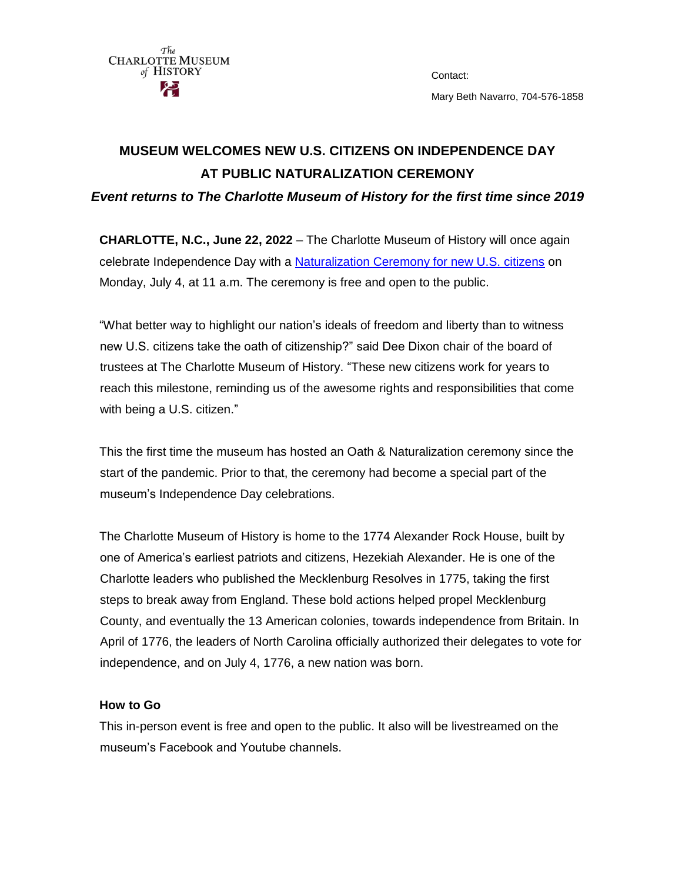The Charlotte Museum of History

Contact:

Mary Beth Navarro, 704-576-1858

# MUSEUM WELCOMES NEW U.S. CITIZENS ON INDEPENDENCE DAY AT PUBLIC NATURALIZATION CEREMONY

***Event returns to The Charlotte Museum of History for the first time since 2019***

**CHARLOTTE, N.C., June 22, 2022** – The Charlotte Museum of History will once again celebrate Independence Day with a Naturalization Ceremony for new U.S. citizens on Monday, July 4, at 11 a.m. The ceremony is free and open to the public.

"What better way to highlight our nation's ideals of freedom and liberty than to witness new U.S. citizens take the oath of citizenship?" said Dee Dixon chair of the board of trustees at The Charlotte Museum of History. "These new citizens work for years to reach this milestone, reminding us of the awesome rights and responsibilities that come with being a U.S. citizen."

This the first time the museum has hosted an Oath & Naturalization ceremony since the start of the pandemic. Prior to that, the ceremony had become a special part of the museum's Independence Day celebrations.

The Charlotte Museum of History is home to the 1774 Alexander Rock House, built by one of America's earliest patriots and citizens, Hezekiah Alexander. He is one of the Charlotte leaders who published the Mecklenburg Resolves in 1775, taking the first steps to break away from England. These bold actions helped propel Mecklenburg County, and eventually the 13 American colonies, towards independence from Britain. In April of 1776, the leaders of North Carolina officially authorized their delegates to vote for independence, and on July 4, 1776, a new nation was born.

### How to Go

This in-person event is free and open to the public. It also will be livestreamed on the museum's Facebook and Youtube channels.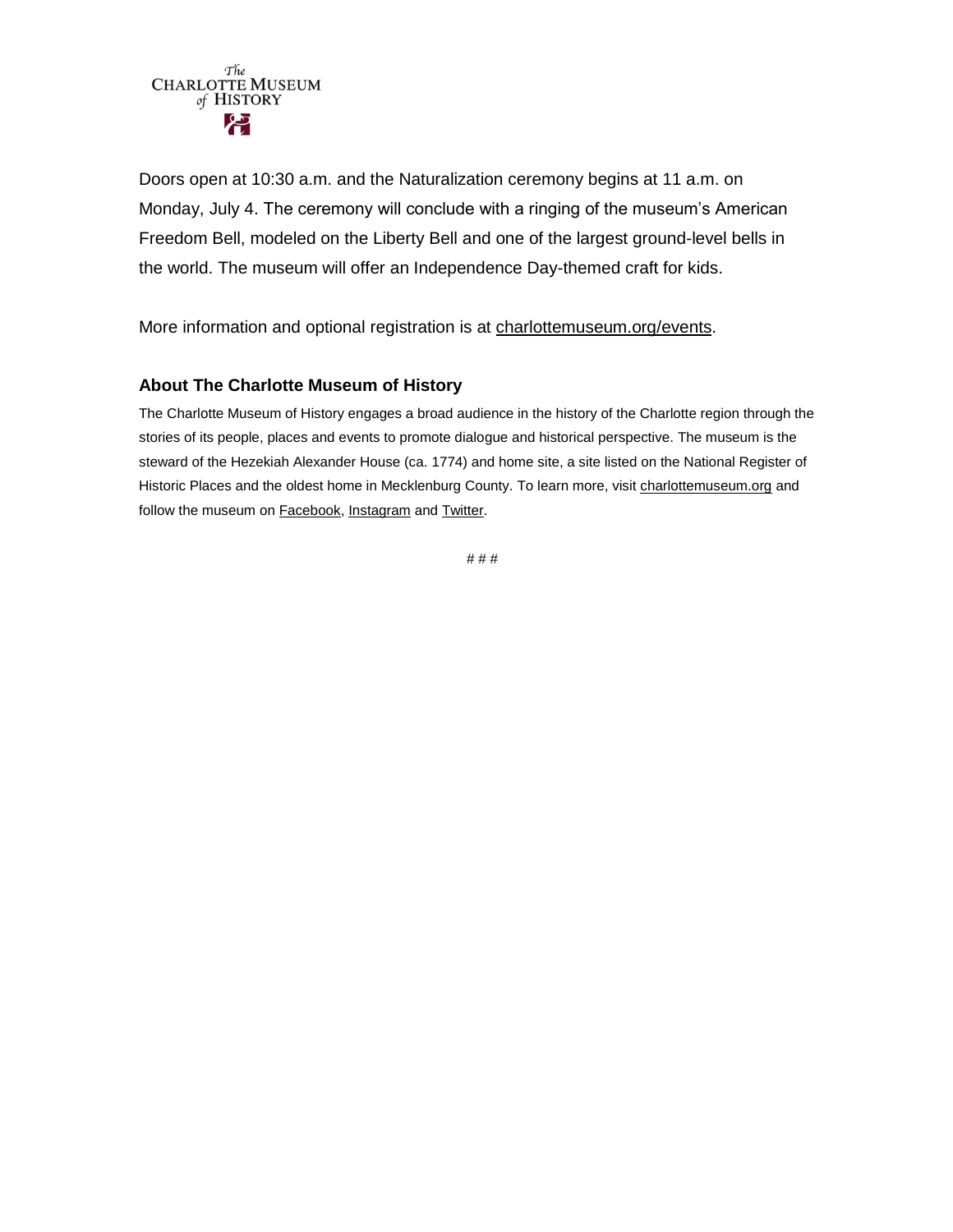Doors open at 10:30 a.m. and the Naturalization ceremony begins at 11 a.m. on Monday, July 4. The ceremony will conclude with a ringing of the museum's American Freedom Bell, modeled on the Liberty Bell and one of the largest ground-level bells in the world. The museum will offer an Independence Day-themed craft for kids.

More information and optional registration is at charlottemuseum.org/events.

### About The Charlotte Museum of History

The Charlotte Museum of History engages a broad audience in the history of the Charlotte region through the stories of its people, places and events to promote dialogue and historical perspective. The museum is the steward of the Hezekiah Alexander House (ca. 1774) and home site, a site listed on the National Register of Historic Places and the oldest home in Mecklenburg County. To learn more, visit charlottemuseum.org and follow the museum on Facebook, Instagram and Twitter.

# # #